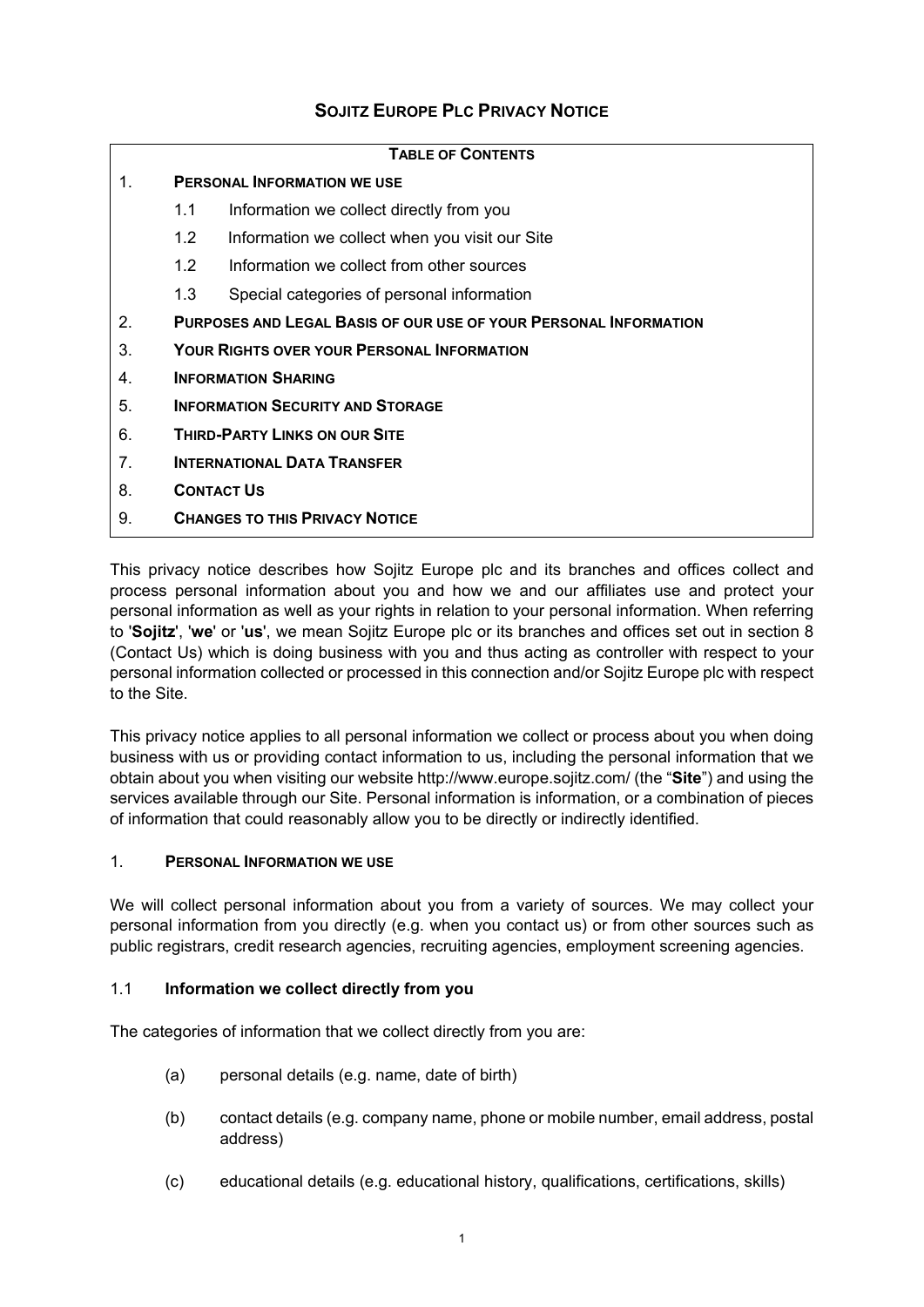# SOJITZ EUROPE PLC PRIVACY NOTICE

| TABLE OF CONTENTS | | |
|---|---|---|
| 1. | **PERSONAL INFORMATION WE USE** | |
| | 1.1 | Information we collect directly from you |
| | 1.2 | Information we collect when you visit our Site |
| | 1.2 | Information we collect from other sources |
| | 1.3 | Special categories of personal information |
| 2. | **PURPOSES AND LEGAL BASIS OF OUR USE OF YOUR PERSONAL INFORMATION** | |
| 3. | **YOUR RIGHTS OVER YOUR PERSONAL INFORMATION** | |
| 4. | **INFORMATION SHARING** | |
| 5. | **INFORMATION SECURITY AND STORAGE** | |
| 6. | **THIRD-PARTY LINKS ON OUR SITE** | |
| 7. | **INTERNATIONAL DATA TRANSFER** | |
| 8. | **CONTACT US** | |
| 9. | **CHANGES TO THIS PRIVACY NOTICE** | |

This privacy notice describes how Sojitz Europe plc and its branches and offices collect and process personal information about you and how we and our affiliates use and protect your personal information as well as your rights in relation to your personal information. When referring to '**Sojitz**', '**we**' or '**us**', we mean Sojitz Europe plc or its branches and offices set out in section 8 (Contact Us) which is doing business with you and thus acting as controller with respect to your personal information collected or processed in this connection and/or Sojitz Europe plc with respect to the Site.

This privacy notice applies to all personal information we collect or process about you when doing business with us or providing contact information to us, including the personal information that we obtain about you when visiting our website http://www.europe.sojitz.com/ (the "**Site**") and using the services available through our Site. Personal information is information, or a combination of pieces of information that could reasonably allow you to be directly or indirectly identified.

## 1. PERSONAL INFORMATION WE USE

We will collect personal information about you from a variety of sources. We may collect your personal information from you directly (e.g. when you contact us) or from other sources such as public registrars, credit research agencies, recruiting agencies, employment screening agencies.

### 1.1 Information we collect directly from you

The categories of information that we collect directly from you are:

(a) personal details (e.g. name, date of birth)

(b) contact details (e.g. company name, phone or mobile number, email address, postal address)

(c) educational details (e.g. educational history, qualifications, certifications, skills)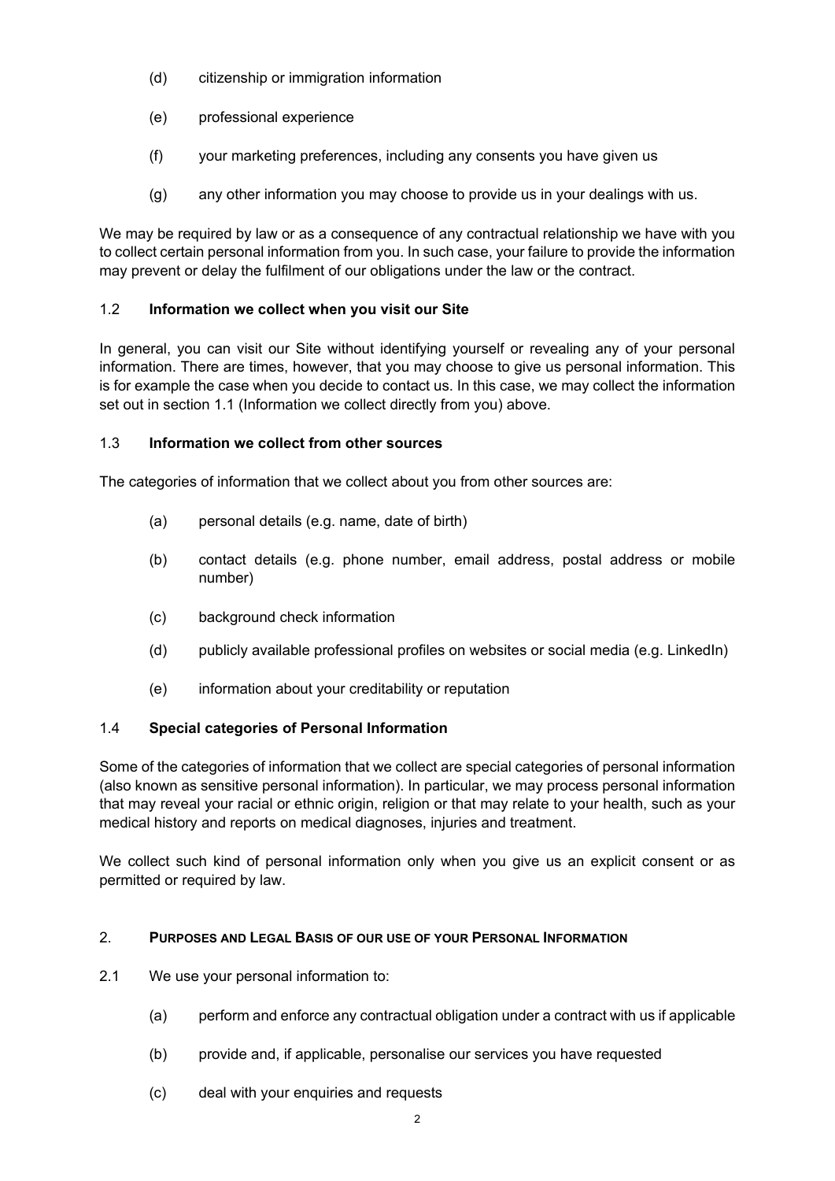(d) citizenship or immigration information

(e) professional experience

(f) your marketing preferences, including any consents you have given us

(g) any other information you may choose to provide us in your dealings with us.

We may be required by law or as a consequence of any contractual relationship we have with you to collect certain personal information from you. In such case, your failure to provide the information may prevent or delay the fulfilment of our obligations under the law or the contract.

### 1.2 **Information we collect when you visit our Site**

In general, you can visit our Site without identifying yourself or revealing any of your personal information. There are times, however, that you may choose to give us personal information. This is for example the case when you decide to contact us. In this case, we may collect the information set out in section 1.1 (Information we collect directly from you) above.

### 1.3 **Information we collect from other sources**

The categories of information that we collect about you from other sources are:

(a) personal details (e.g. name, date of birth)

(b) contact details (e.g. phone number, email address, postal address or mobile number)

(c) background check information

(d) publicly available professional profiles on websites or social media (e.g. LinkedIn)

(e) information about your creditability or reputation

### 1.4 **Special categories of Personal Information**

Some of the categories of information that we collect are special categories of personal information (also known as sensitive personal information). In particular, we may process personal information that may reveal your racial or ethnic origin, religion or that may relate to your health, such as your medical history and reports on medical diagnoses, injuries and treatment.

We collect such kind of personal information only when you give us an explicit consent or as permitted or required by law.

## 2. **PURPOSES AND LEGAL BASIS OF OUR USE OF YOUR PERSONAL INFORMATION**

2.1 We use your personal information to:

(a) perform and enforce any contractual obligation under a contract with us if applicable

(b) provide and, if applicable, personalise our services you have requested

(c) deal with your enquiries and requests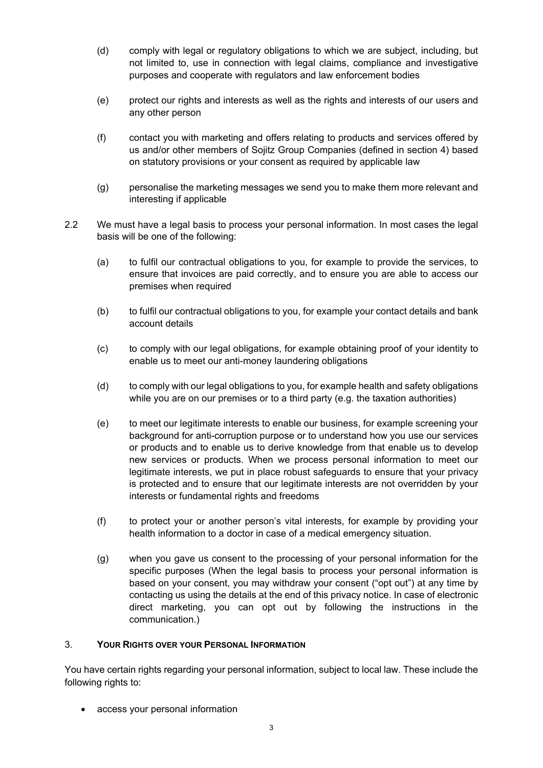(d) comply with legal or regulatory obligations to which we are subject, including, but not limited to, use in connection with legal claims, compliance and investigative purposes and cooperate with regulators and law enforcement bodies

(e) protect our rights and interests as well as the rights and interests of our users and any other person

(f) contact you with marketing and offers relating to products and services offered by us and/or other members of Sojitz Group Companies (defined in section 4) based on statutory provisions or your consent as required by applicable law

(g) personalise the marketing messages we send you to make them more relevant and interesting if applicable

2.2 We must have a legal basis to process your personal information. In most cases the legal basis will be one of the following:

(a) to fulfil our contractual obligations to you, for example to provide the services, to ensure that invoices are paid correctly, and to ensure you are able to access our premises when required

(b) to fulfil our contractual obligations to you, for example your contact details and bank account details

(c) to comply with our legal obligations, for example obtaining proof of your identity to enable us to meet our anti-money laundering obligations

(d) to comply with our legal obligations to you, for example health and safety obligations while you are on our premises or to a third party (e.g. the taxation authorities)

(e) to meet our legitimate interests to enable our business, for example screening your background for anti-corruption purpose or to understand how you use our services or products and to enable us to derive knowledge from that enable us to develop new services or products. When we process personal information to meet our legitimate interests, we put in place robust safeguards to ensure that your privacy is protected and to ensure that our legitimate interests are not overridden by your interests or fundamental rights and freedoms

(f) to protect your or another person's vital interests, for example by providing your health information to a doctor in case of a medical emergency situation.

(g) when you gave us consent to the processing of your personal information for the specific purposes (When the legal basis to process your personal information is based on your consent, you may withdraw your consent ("opt out") at any time by contacting us using the details at the end of this privacy notice. In case of electronic direct marketing, you can opt out by following the instructions in the communication.)

## 3. YOUR RIGHTS OVER YOUR PERSONAL INFORMATION

You have certain rights regarding your personal information, subject to local law. These include the following rights to:

- access your personal information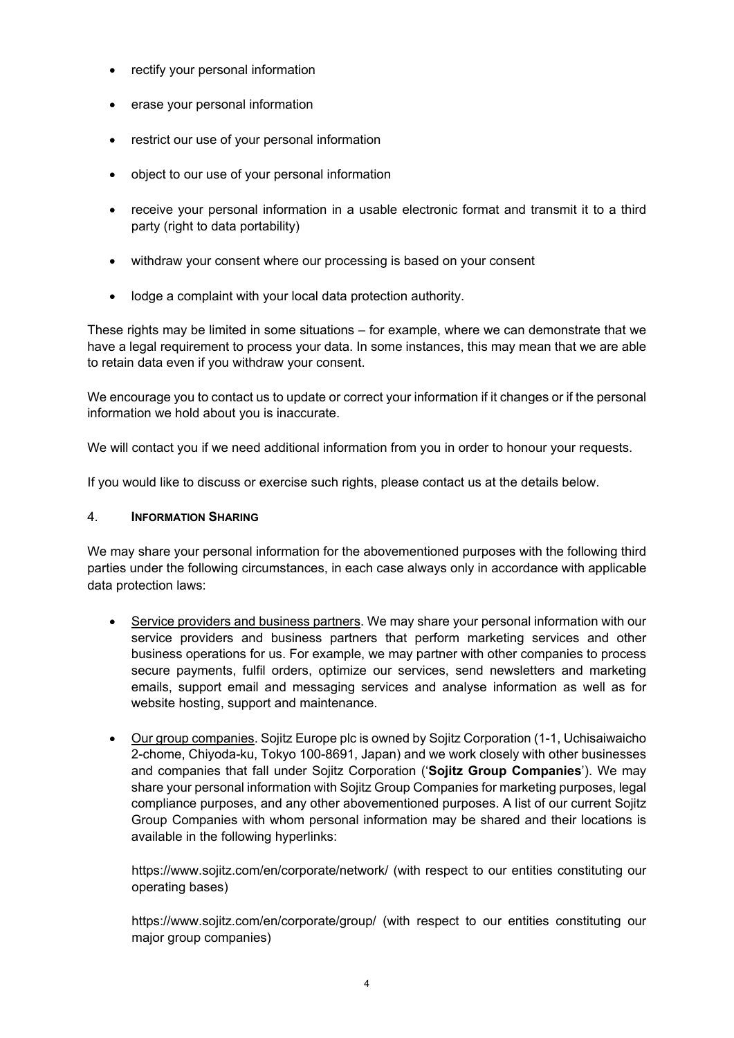- rectify your personal information
- erase your personal information
- restrict our use of your personal information
- object to our use of your personal information
- receive your personal information in a usable electronic format and transmit it to a third party (right to data portability)
- withdraw your consent where our processing is based on your consent
- lodge a complaint with your local data protection authority.

These rights may be limited in some situations – for example, where we can demonstrate that we have a legal requirement to process your data. In some instances, this may mean that we are able to retain data even if you withdraw your consent.

We encourage you to contact us to update or correct your information if it changes or if the personal information we hold about you is inaccurate.

We will contact you if we need additional information from you in order to honour your requests.

If you would like to discuss or exercise such rights, please contact us at the details below.

## 4. **INFORMATION SHARING**

We may share your personal information for the abovementioned purposes with the following third parties under the following circumstances, in each case always only in accordance with applicable data protection laws:

- Service providers and business partners. We may share your personal information with our service providers and business partners that perform marketing services and other business operations for us. For example, we may partner with other companies to process secure payments, fulfil orders, optimize our services, send newsletters and marketing emails, support email and messaging services and analyse information as well as for website hosting, support and maintenance.
- Our group companies. Sojitz Europe plc is owned by Sojitz Corporation (1-1, Uchisaiwaicho 2-chome, Chiyoda-ku, Tokyo 100-8691, Japan) and we work closely with other businesses and companies that fall under Sojitz Corporation ('**Sojitz Group Companies**'). We may share your personal information with Sojitz Group Companies for marketing purposes, legal compliance purposes, and any other abovementioned purposes. A list of our current Sojitz Group Companies with whom personal information may be shared and their locations is available in the following hyperlinks:

  https://www.sojitz.com/en/corporate/network/ (with respect to our entities constituting our operating bases)

  https://www.sojitz.com/en/corporate/group/ (with respect to our entities constituting our major group companies)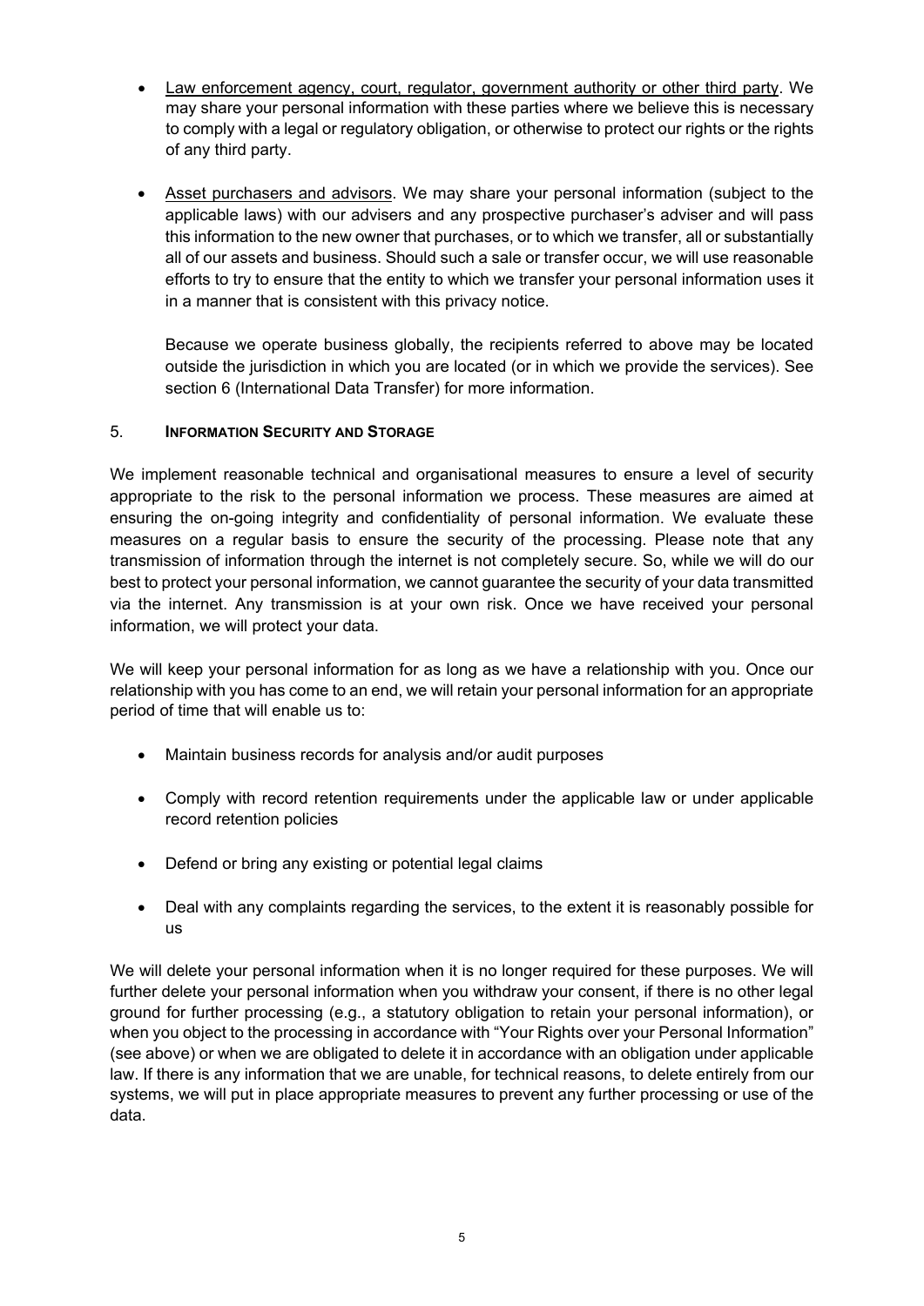- Law enforcement agency, court, regulator, government authority or other third party. We may share your personal information with these parties where we believe this is necessary to comply with a legal or regulatory obligation, or otherwise to protect our rights or the rights of any third party.

- Asset purchasers and advisors. We may share your personal information (subject to the applicable laws) with our advisers and any prospective purchaser's adviser and will pass this information to the new owner that purchases, or to which we transfer, all or substantially all of our assets and business. Should such a sale or transfer occur, we will use reasonable efforts to try to ensure that the entity to which we transfer your personal information uses it in a manner that is consistent with this privacy notice.

  Because we operate business globally, the recipients referred to above may be located outside the jurisdiction in which you are located (or in which we provide the services). See section 6 (International Data Transfer) for more information.

## 5. Information Security and Storage

We implement reasonable technical and organisational measures to ensure a level of security appropriate to the risk to the personal information we process. These measures are aimed at ensuring the on-going integrity and confidentiality of personal information. We evaluate these measures on a regular basis to ensure the security of the processing. Please note that any transmission of information through the internet is not completely secure. So, while we will do our best to protect your personal information, we cannot guarantee the security of your data transmitted via the internet. Any transmission is at your own risk. Once we have received your personal information, we will protect your data.

We will keep your personal information for as long as we have a relationship with you. Once our relationship with you has come to an end, we will retain your personal information for an appropriate period of time that will enable us to:

- Maintain business records for analysis and/or audit purposes
- Comply with record retention requirements under the applicable law or under applicable record retention policies
- Defend or bring any existing or potential legal claims
- Deal with any complaints regarding the services, to the extent it is reasonably possible for us

We will delete your personal information when it is no longer required for these purposes. We will further delete your personal information when you withdraw your consent, if there is no other legal ground for further processing (e.g., a statutory obligation to retain your personal information), or when you object to the processing in accordance with "Your Rights over your Personal Information" (see above) or when we are obligated to delete it in accordance with an obligation under applicable law. If there is any information that we are unable, for technical reasons, to delete entirely from our systems, we will put in place appropriate measures to prevent any further processing or use of the data.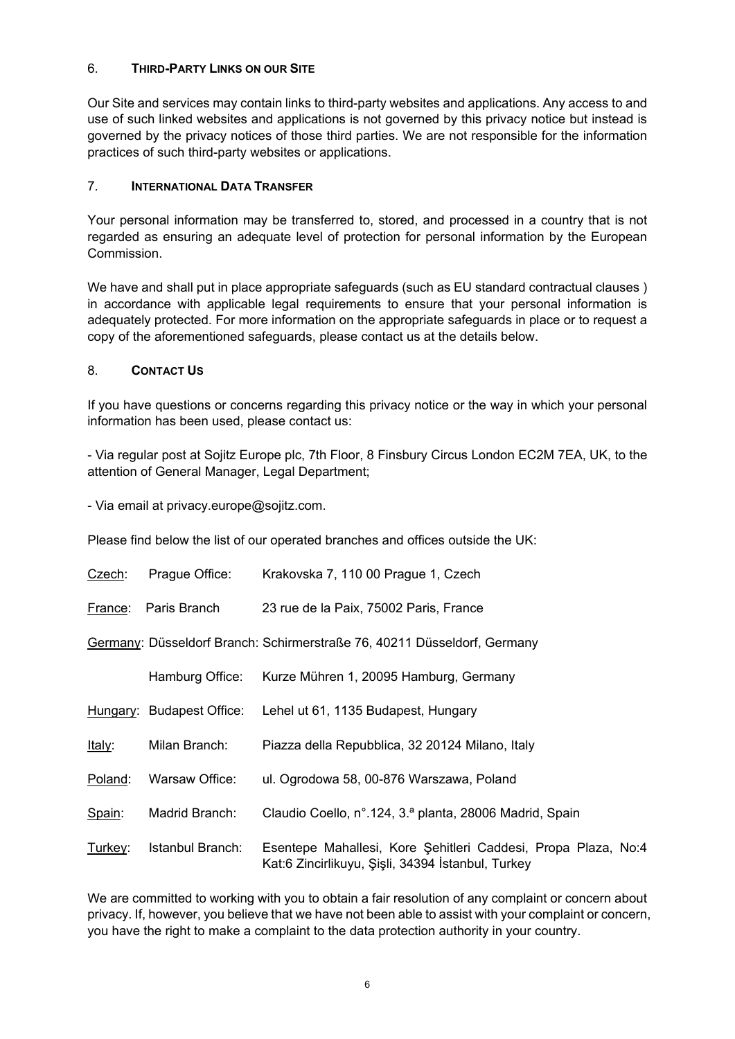## 6. THIRD-PARTY LINKS ON OUR SITE

Our Site and services may contain links to third-party websites and applications. Any access to and use of such linked websites and applications is not governed by this privacy notice but instead is governed by the privacy notices of those third parties. We are not responsible for the information practices of such third-party websites or applications.

## 7. INTERNATIONAL DATA TRANSFER

Your personal information may be transferred to, stored, and processed in a country that is not regarded as ensuring an adequate level of protection for personal information by the European Commission.

We have and shall put in place appropriate safeguards (such as EU standard contractual clauses ) in accordance with applicable legal requirements to ensure that your personal information is adequately protected. For more information on the appropriate safeguards in place or to request a copy of the aforementioned safeguards, please contact us at the details below.

## 8. CONTACT US

If you have questions or concerns regarding this privacy notice or the way in which your personal information has been used, please contact us:

- Via regular post at Sojitz Europe plc, 7th Floor, 8 Finsbury Circus London EC2M 7EA, UK, to the attention of General Manager, Legal Department;

- Via email at privacy.europe@sojitz.com.

Please find below the list of our operated branches and offices outside the UK:

| | | |
|---|---|---|
| Czech: | Prague Office: | Krakovska 7, 110 00 Prague 1, Czech |
| France: | Paris Branch | 23 rue de la Paix, 75002 Paris, France |
| Germany: | Düsseldorf Branch: | Schirmerstraße 76, 40211 Düsseldorf, Germany |
| | Hamburg Office: | Kurze Mühren 1, 20095 Hamburg, Germany |
| Hungary: | Budapest Office: | Lehel ut 61, 1135 Budapest, Hungary |
| Italy: | Milan Branch: | Piazza della Repubblica, 32 20124 Milano, Italy |
| Poland: | Warsaw Office: | ul. Ogrodowa 58, 00-876 Warszawa, Poland |
| Spain: | Madrid Branch: | Claudio Coello, n°.124, 3.ª planta, 28006 Madrid, Spain |
| Turkey: | Istanbul Branch: | Esentepe Mahallesi, Kore Şehitleri Caddesi, Propa Plaza, No:4 Kat:6 Zincirlikuyu, Şişli, 34394 İstanbul, Turkey |

We are committed to working with you to obtain a fair resolution of any complaint or concern about privacy. If, however, you believe that we have not been able to assist with your complaint or concern, you have the right to make a complaint to the data protection authority in your country.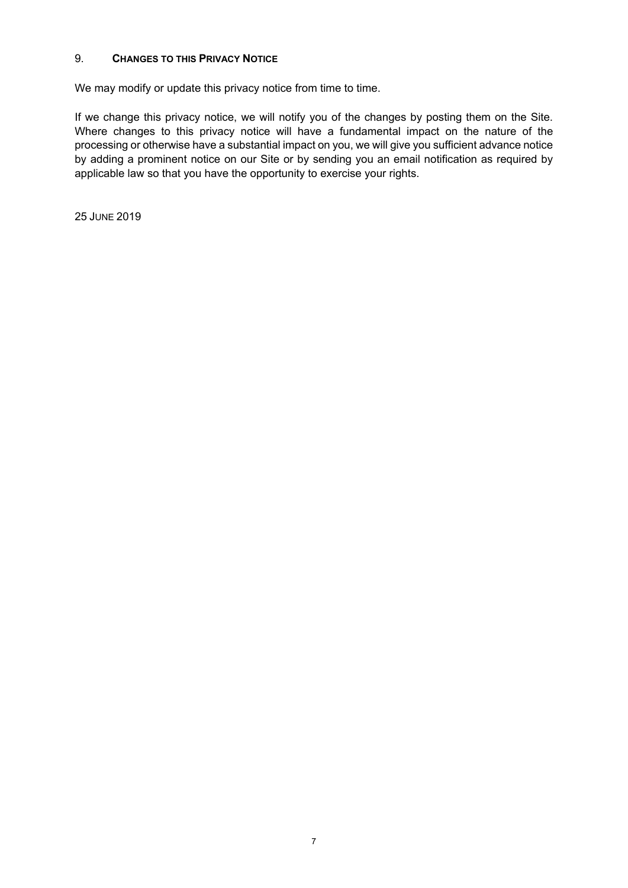## 9. **CHANGES TO THIS PRIVACY NOTICE**

We may modify or update this privacy notice from time to time.

If we change this privacy notice, we will notify you of the changes by posting them on the Site. Where changes to this privacy notice will have a fundamental impact on the nature of the processing or otherwise have a substantial impact on you, we will give you sufficient advance notice by adding a prominent notice on our Site or by sending you an email notification as required by applicable law so that you have the opportunity to exercise your rights.

25 JUNE 2019